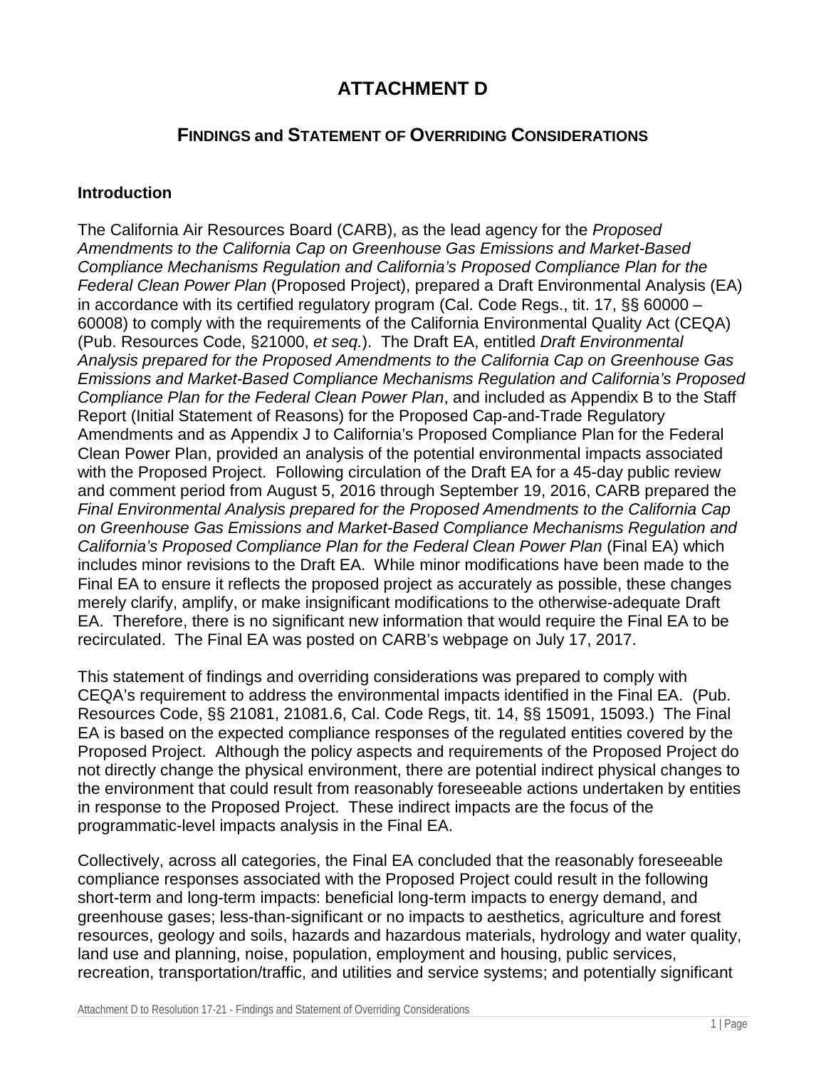# ATTACHMENT D

## FINDINGS and STATEMENT OF OVERRIDING CONSIDERATIONS

### Introduction

The California Air Resources Board (CARB), as the lead agency for the *Proposed Amendments to the California Cap on Greenhouse Gas Emissions and Market-Based Compliance Mechanisms Regulation and California's Proposed Compliance Plan for the Federal Clean Power Plan* (Proposed Project), prepared a Draft Environmental Analysis (EA) in accordance with its certified regulatory program (Cal. Code Regs., tit. 17, §§ 60000 – 60008) to comply with the requirements of the California Environmental Quality Act (CEQA) (Pub. Resources Code, §21000, *et seq.*). The Draft EA, entitled *Draft Environmental Analysis prepared for the Proposed Amendments to the California Cap on Greenhouse Gas Emissions and Market-Based Compliance Mechanisms Regulation and California's Proposed Compliance Plan for the Federal Clean Power Plan*, and included as Appendix B to the Staff Report (Initial Statement of Reasons) for the Proposed Cap-and-Trade Regulatory Amendments and as Appendix J to California's Proposed Compliance Plan for the Federal Clean Power Plan, provided an analysis of the potential environmental impacts associated with the Proposed Project. Following circulation of the Draft EA for a 45-day public review and comment period from August 5, 2016 through September 19, 2016, CARB prepared the *Final Environmental Analysis prepared for the Proposed Amendments to the California Cap on Greenhouse Gas Emissions and Market-Based Compliance Mechanisms Regulation and California's Proposed Compliance Plan for the Federal Clean Power Plan* (Final EA) which includes minor revisions to the Draft EA. While minor modifications have been made to the Final EA to ensure it reflects the proposed project as accurately as possible, these changes merely clarify, amplify, or make insignificant modifications to the otherwise-adequate Draft EA. Therefore, there is no significant new information that would require the Final EA to be recirculated. The Final EA was posted on CARB's webpage on July 17, 2017.

This statement of findings and overriding considerations was prepared to comply with CEQA's requirement to address the environmental impacts identified in the Final EA. (Pub. Resources Code, §§ 21081, 21081.6, Cal. Code Regs, tit. 14, §§ 15091, 15093.) The Final EA is based on the expected compliance responses of the regulated entities covered by the Proposed Project. Although the policy aspects and requirements of the Proposed Project do not directly change the physical environment, there are potential indirect physical changes to the environment that could result from reasonably foreseeable actions undertaken by entities in response to the Proposed Project. These indirect impacts are the focus of the programmatic-level impacts analysis in the Final EA.

Collectively, across all categories, the Final EA concluded that the reasonably foreseeable compliance responses associated with the Proposed Project could result in the following short-term and long-term impacts: beneficial long-term impacts to energy demand, and greenhouse gases; less-than-significant or no impacts to aesthetics, agriculture and forest resources, geology and soils, hazards and hazardous materials, hydrology and water quality, land use and planning, noise, population, employment and housing, public services, recreation, transportation/traffic, and utilities and service systems; and potentially significant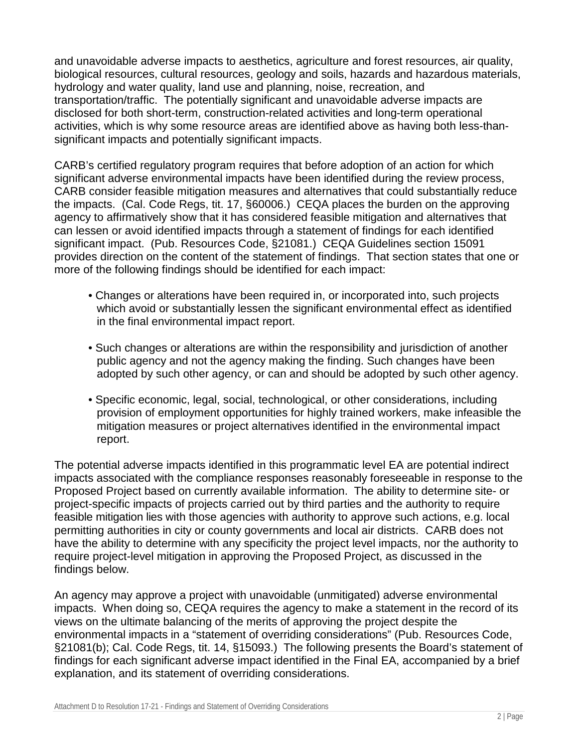and unavoidable adverse impacts to aesthetics, agriculture and forest resources, air quality, biological resources, cultural resources, geology and soils, hazards and hazardous materials, hydrology and water quality, land use and planning, noise, recreation, and transportation/traffic. The potentially significant and unavoidable adverse impacts are disclosed for both short-term, construction-related activities and long-term operational activities, which is why some resource areas are identified above as having both less-than-significant impacts and potentially significant impacts.

CARB's certified regulatory program requires that before adoption of an action for which significant adverse environmental impacts have been identified during the review process, CARB consider feasible mitigation measures and alternatives that could substantially reduce the impacts. (Cal. Code Regs, tit. 17, §60006.) CEQA places the burden on the approving agency to affirmatively show that it has considered feasible mitigation and alternatives that can lessen or avoid identified impacts through a statement of findings for each identified significant impact. (Pub. Resources Code, §21081.) CEQA Guidelines section 15091 provides direction on the content of the statement of findings. That section states that one or more of the following findings should be identified for each impact:

- Changes or alterations have been required in, or incorporated into, such projects which avoid or substantially lessen the significant environmental effect as identified in the final environmental impact report.

- Such changes or alterations are within the responsibility and jurisdiction of another public agency and not the agency making the finding. Such changes have been adopted by such other agency, or can and should be adopted by such other agency.

- Specific economic, legal, social, technological, or other considerations, including provision of employment opportunities for highly trained workers, make infeasible the mitigation measures or project alternatives identified in the environmental impact report.

The potential adverse impacts identified in this programmatic level EA are potential indirect impacts associated with the compliance responses reasonably foreseeable in response to the Proposed Project based on currently available information. The ability to determine site- or project-specific impacts of projects carried out by third parties and the authority to require feasible mitigation lies with those agencies with authority to approve such actions, e.g. local permitting authorities in city or county governments and local air districts. CARB does not have the ability to determine with any specificity the project level impacts, nor the authority to require project-level mitigation in approving the Proposed Project, as discussed in the findings below.

An agency may approve a project with unavoidable (unmitigated) adverse environmental impacts. When doing so, CEQA requires the agency to make a statement in the record of its views on the ultimate balancing of the merits of approving the project despite the environmental impacts in a "statement of overriding considerations" (Pub. Resources Code, §21081(b); Cal. Code Regs, tit. 14, §15093.) The following presents the Board's statement of findings for each significant adverse impact identified in the Final EA, accompanied by a brief explanation, and its statement of overriding considerations.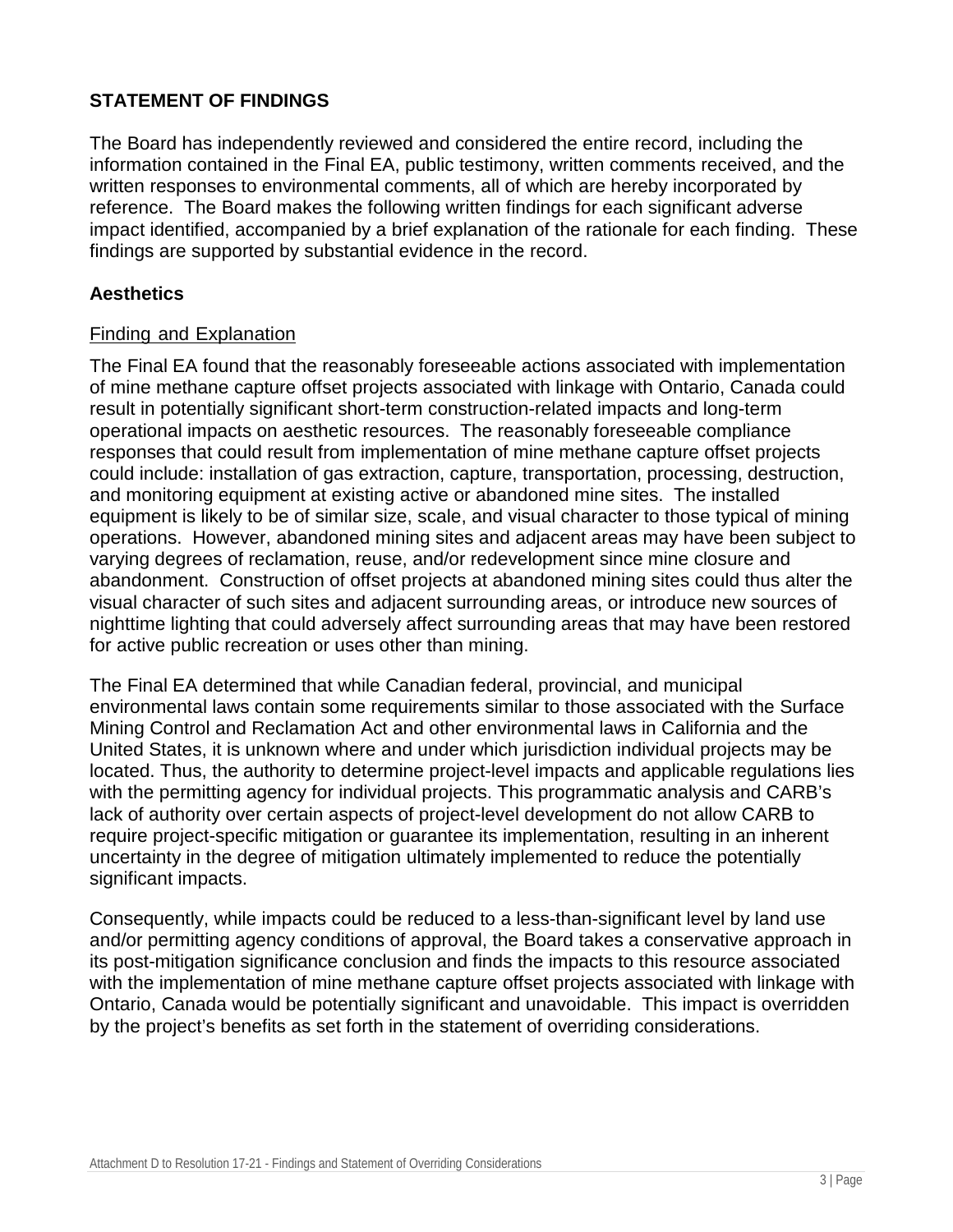## STATEMENT OF FINDINGS

The Board has independently reviewed and considered the entire record, including the information contained in the Final EA, public testimony, written comments received, and the written responses to environmental comments, all of which are hereby incorporated by reference. The Board makes the following written findings for each significant adverse impact identified, accompanied by a brief explanation of the rationale for each finding. These findings are supported by substantial evidence in the record.

### Aesthetics

<u>Finding and Explanation</u>

The Final EA found that the reasonably foreseeable actions associated with implementation of mine methane capture offset projects associated with linkage with Ontario, Canada could result in potentially significant short-term construction-related impacts and long-term operational impacts on aesthetic resources. The reasonably foreseeable compliance responses that could result from implementation of mine methane capture offset projects could include: installation of gas extraction, capture, transportation, processing, destruction, and monitoring equipment at existing active or abandoned mine sites. The installed equipment is likely to be of similar size, scale, and visual character to those typical of mining operations. However, abandoned mining sites and adjacent areas may have been subject to varying degrees of reclamation, reuse, and/or redevelopment since mine closure and abandonment. Construction of offset projects at abandoned mining sites could thus alter the visual character of such sites and adjacent surrounding areas, or introduce new sources of nighttime lighting that could adversely affect surrounding areas that may have been restored for active public recreation or uses other than mining.

The Final EA determined that while Canadian federal, provincial, and municipal environmental laws contain some requirements similar to those associated with the Surface Mining Control and Reclamation Act and other environmental laws in California and the United States, it is unknown where and under which jurisdiction individual projects may be located. Thus, the authority to determine project-level impacts and applicable regulations lies with the permitting agency for individual projects. This programmatic analysis and CARB's lack of authority over certain aspects of project-level development do not allow CARB to require project-specific mitigation or guarantee its implementation, resulting in an inherent uncertainty in the degree of mitigation ultimately implemented to reduce the potentially significant impacts.

Consequently, while impacts could be reduced to a less-than-significant level by land use and/or permitting agency conditions of approval, the Board takes a conservative approach in its post-mitigation significance conclusion and finds the impacts to this resource associated with the implementation of mine methane capture offset projects associated with linkage with Ontario, Canada would be potentially significant and unavoidable. This impact is overridden by the project's benefits as set forth in the statement of overriding considerations.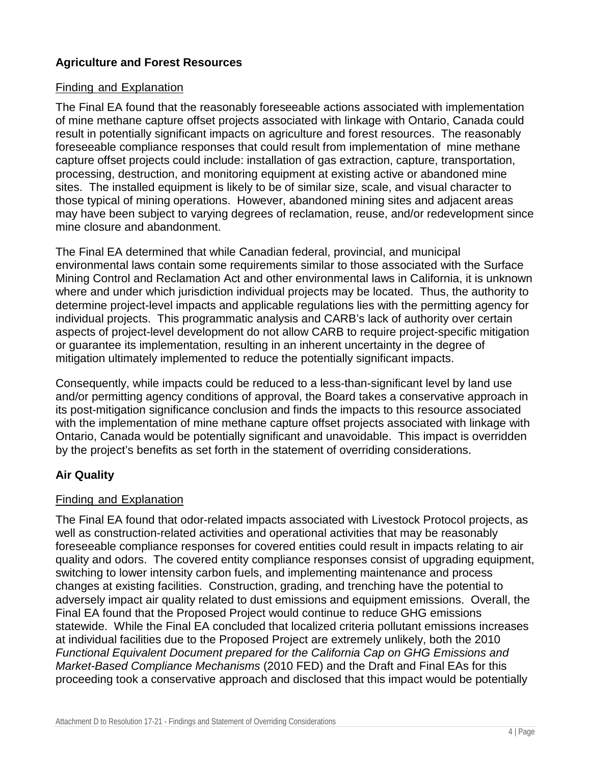### Agriculture and Forest Resources

Finding and Explanation

The Final EA found that the reasonably foreseeable actions associated with implementation of mine methane capture offset projects associated with linkage with Ontario, Canada could result in potentially significant impacts on agriculture and forest resources. The reasonably foreseeable compliance responses that could result from implementation of mine methane capture offset projects could include: installation of gas extraction, capture, transportation, processing, destruction, and monitoring equipment at existing active or abandoned mine sites. The installed equipment is likely to be of similar size, scale, and visual character to those typical of mining operations. However, abandoned mining sites and adjacent areas may have been subject to varying degrees of reclamation, reuse, and/or redevelopment since mine closure and abandonment.

The Final EA determined that while Canadian federal, provincial, and municipal environmental laws contain some requirements similar to those associated with the Surface Mining Control and Reclamation Act and other environmental laws in California, it is unknown where and under which jurisdiction individual projects may be located. Thus, the authority to determine project-level impacts and applicable regulations lies with the permitting agency for individual projects. This programmatic analysis and CARB's lack of authority over certain aspects of project-level development do not allow CARB to require project-specific mitigation or guarantee its implementation, resulting in an inherent uncertainty in the degree of mitigation ultimately implemented to reduce the potentially significant impacts.

Consequently, while impacts could be reduced to a less-than-significant level by land use and/or permitting agency conditions of approval, the Board takes a conservative approach in its post-mitigation significance conclusion and finds the impacts to this resource associated with the implementation of mine methane capture offset projects associated with linkage with Ontario, Canada would be potentially significant and unavoidable. This impact is overridden by the project's benefits as set forth in the statement of overriding considerations.

### Air Quality

Finding and Explanation

The Final EA found that odor-related impacts associated with Livestock Protocol projects, as well as construction-related activities and operational activities that may be reasonably foreseeable compliance responses for covered entities could result in impacts relating to air quality and odors. The covered entity compliance responses consist of upgrading equipment, switching to lower intensity carbon fuels, and implementing maintenance and process changes at existing facilities. Construction, grading, and trenching have the potential to adversely impact air quality related to dust emissions and equipment emissions. Overall, the Final EA found that the Proposed Project would continue to reduce GHG emissions statewide. While the Final EA concluded that localized criteria pollutant emissions increases at individual facilities due to the Proposed Project are extremely unlikely, both the 2010 *Functional Equivalent Document prepared for the California Cap on GHG Emissions and Market-Based Compliance Mechanisms* (2010 FED) and the Draft and Final EAs for this proceeding took a conservative approach and disclosed that this impact would be potentially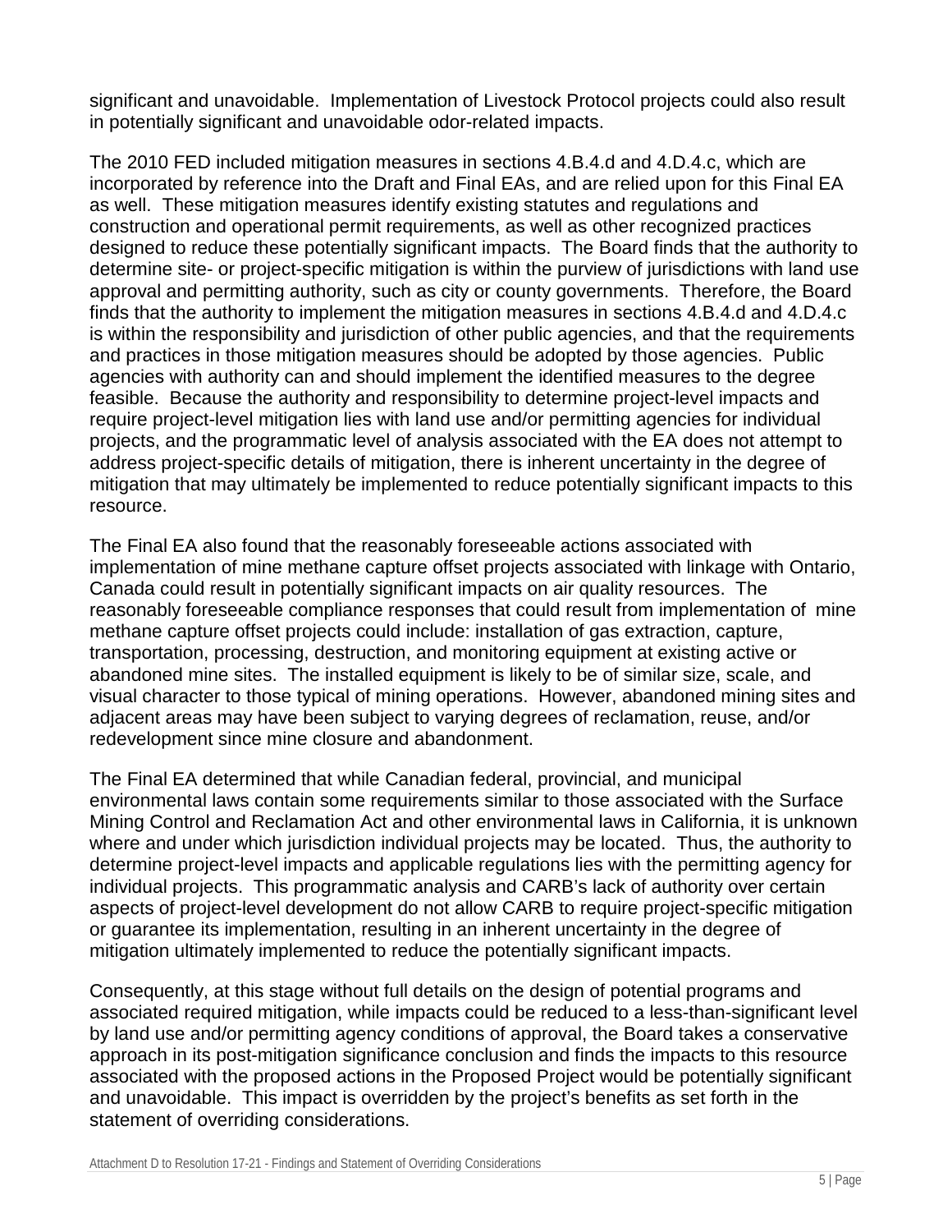significant and unavoidable. Implementation of Livestock Protocol projects could also result in potentially significant and unavoidable odor-related impacts.

The 2010 FED included mitigation measures in sections 4.B.4.d and 4.D.4.c, which are incorporated by reference into the Draft and Final EAs, and are relied upon for this Final EA as well. These mitigation measures identify existing statutes and regulations and construction and operational permit requirements, as well as other recognized practices designed to reduce these potentially significant impacts. The Board finds that the authority to determine site- or project-specific mitigation is within the purview of jurisdictions with land use approval and permitting authority, such as city or county governments. Therefore, the Board finds that the authority to implement the mitigation measures in sections 4.B.4.d and 4.D.4.c is within the responsibility and jurisdiction of other public agencies, and that the requirements and practices in those mitigation measures should be adopted by those agencies. Public agencies with authority can and should implement the identified measures to the degree feasible. Because the authority and responsibility to determine project-level impacts and require project-level mitigation lies with land use and/or permitting agencies for individual projects, and the programmatic level of analysis associated with the EA does not attempt to address project-specific details of mitigation, there is inherent uncertainty in the degree of mitigation that may ultimately be implemented to reduce potentially significant impacts to this resource.

The Final EA also found that the reasonably foreseeable actions associated with implementation of mine methane capture offset projects associated with linkage with Ontario, Canada could result in potentially significant impacts on air quality resources. The reasonably foreseeable compliance responses that could result from implementation of mine methane capture offset projects could include: installation of gas extraction, capture, transportation, processing, destruction, and monitoring equipment at existing active or abandoned mine sites. The installed equipment is likely to be of similar size, scale, and visual character to those typical of mining operations. However, abandoned mining sites and adjacent areas may have been subject to varying degrees of reclamation, reuse, and/or redevelopment since mine closure and abandonment.

The Final EA determined that while Canadian federal, provincial, and municipal environmental laws contain some requirements similar to those associated with the Surface Mining Control and Reclamation Act and other environmental laws in California, it is unknown where and under which jurisdiction individual projects may be located. Thus, the authority to determine project-level impacts and applicable regulations lies with the permitting agency for individual projects. This programmatic analysis and CARB's lack of authority over certain aspects of project-level development do not allow CARB to require project-specific mitigation or guarantee its implementation, resulting in an inherent uncertainty in the degree of mitigation ultimately implemented to reduce the potentially significant impacts.

Consequently, at this stage without full details on the design of potential programs and associated required mitigation, while impacts could be reduced to a less-than-significant level by land use and/or permitting agency conditions of approval, the Board takes a conservative approach in its post-mitigation significance conclusion and finds the impacts to this resource associated with the proposed actions in the Proposed Project would be potentially significant and unavoidable. This impact is overridden by the project's benefits as set forth in the statement of overriding considerations.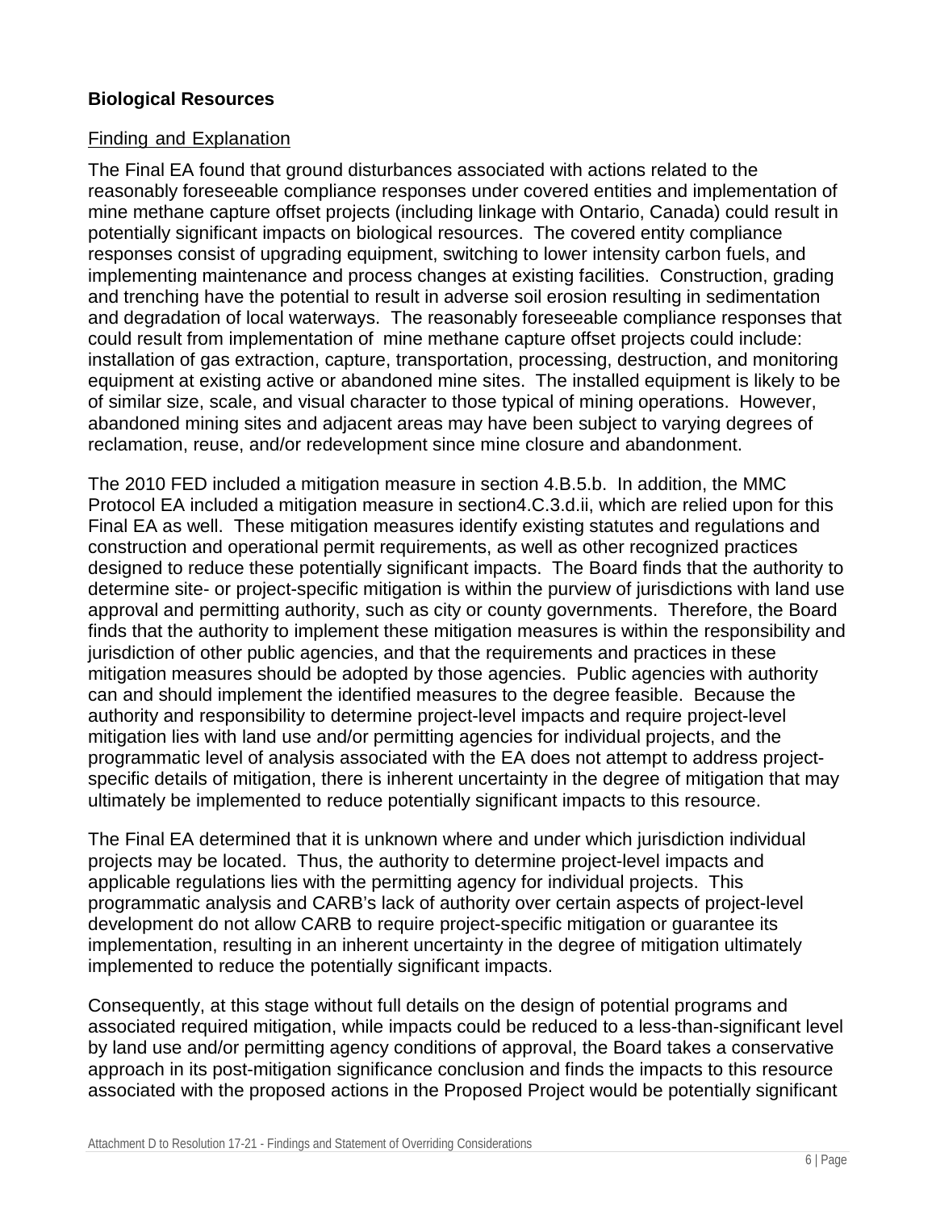## Biological Resources

Finding and Explanation

The Final EA found that ground disturbances associated with actions related to the reasonably foreseeable compliance responses under covered entities and implementation of mine methane capture offset projects (including linkage with Ontario, Canada) could result in potentially significant impacts on biological resources. The covered entity compliance responses consist of upgrading equipment, switching to lower intensity carbon fuels, and implementing maintenance and process changes at existing facilities. Construction, grading and trenching have the potential to result in adverse soil erosion resulting in sedimentation and degradation of local waterways. The reasonably foreseeable compliance responses that could result from implementation of mine methane capture offset projects could include: installation of gas extraction, capture, transportation, processing, destruction, and monitoring equipment at existing active or abandoned mine sites. The installed equipment is likely to be of similar size, scale, and visual character to those typical of mining operations. However, abandoned mining sites and adjacent areas may have been subject to varying degrees of reclamation, reuse, and/or redevelopment since mine closure and abandonment.

The 2010 FED included a mitigation measure in section 4.B.5.b. In addition, the MMC Protocol EA included a mitigation measure in section4.C.3.d.ii, which are relied upon for this Final EA as well. These mitigation measures identify existing statutes and regulations and construction and operational permit requirements, as well as other recognized practices designed to reduce these potentially significant impacts. The Board finds that the authority to determine site- or project-specific mitigation is within the purview of jurisdictions with land use approval and permitting authority, such as city or county governments. Therefore, the Board finds that the authority to implement these mitigation measures is within the responsibility and jurisdiction of other public agencies, and that the requirements and practices in these mitigation measures should be adopted by those agencies. Public agencies with authority can and should implement the identified measures to the degree feasible. Because the authority and responsibility to determine project-level impacts and require project-level mitigation lies with land use and/or permitting agencies for individual projects, and the programmatic level of analysis associated with the EA does not attempt to address project-specific details of mitigation, there is inherent uncertainty in the degree of mitigation that may ultimately be implemented to reduce potentially significant impacts to this resource.

The Final EA determined that it is unknown where and under which jurisdiction individual projects may be located. Thus, the authority to determine project-level impacts and applicable regulations lies with the permitting agency for individual projects. This programmatic analysis and CARB's lack of authority over certain aspects of project-level development do not allow CARB to require project-specific mitigation or guarantee its implementation, resulting in an inherent uncertainty in the degree of mitigation ultimately implemented to reduce the potentially significant impacts.

Consequently, at this stage without full details on the design of potential programs and associated required mitigation, while impacts could be reduced to a less-than-significant level by land use and/or permitting agency conditions of approval, the Board takes a conservative approach in its post-mitigation significance conclusion and finds the impacts to this resource associated with the proposed actions in the Proposed Project would be potentially significant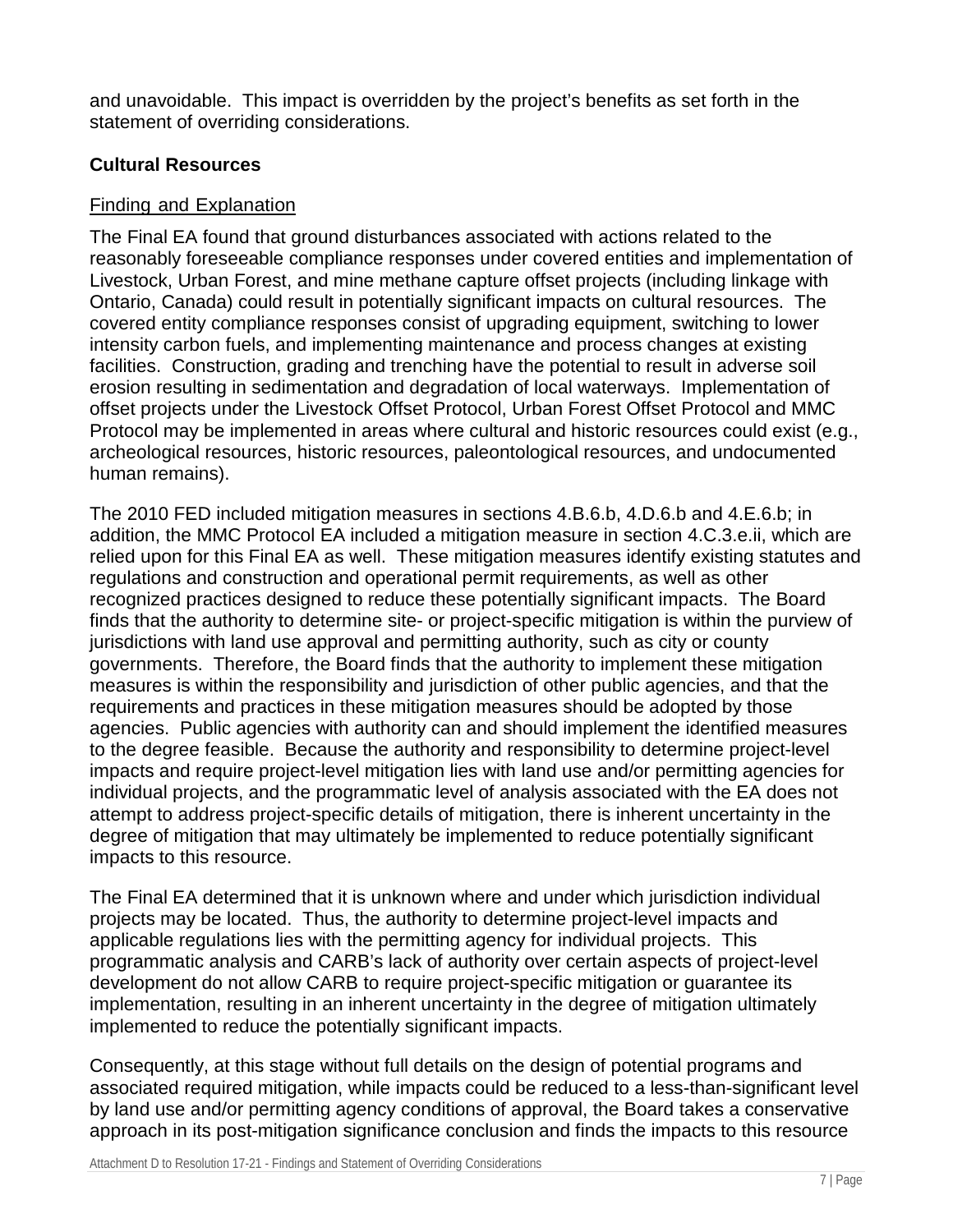and unavoidable. This impact is overridden by the project's benefits as set forth in the statement of overriding considerations.

### Cultural Resources

Finding and Explanation

The Final EA found that ground disturbances associated with actions related to the reasonably foreseeable compliance responses under covered entities and implementation of Livestock, Urban Forest, and mine methane capture offset projects (including linkage with Ontario, Canada) could result in potentially significant impacts on cultural resources. The covered entity compliance responses consist of upgrading equipment, switching to lower intensity carbon fuels, and implementing maintenance and process changes at existing facilities. Construction, grading and trenching have the potential to result in adverse soil erosion resulting in sedimentation and degradation of local waterways. Implementation of offset projects under the Livestock Offset Protocol, Urban Forest Offset Protocol and MMC Protocol may be implemented in areas where cultural and historic resources could exist (e.g., archeological resources, historic resources, paleontological resources, and undocumented human remains).

The 2010 FED included mitigation measures in sections 4.B.6.b, 4.D.6.b and 4.E.6.b; in addition, the MMC Protocol EA included a mitigation measure in section 4.C.3.e.ii, which are relied upon for this Final EA as well. These mitigation measures identify existing statutes and regulations and construction and operational permit requirements, as well as other recognized practices designed to reduce these potentially significant impacts. The Board finds that the authority to determine site- or project-specific mitigation is within the purview of jurisdictions with land use approval and permitting authority, such as city or county governments. Therefore, the Board finds that the authority to implement these mitigation measures is within the responsibility and jurisdiction of other public agencies, and that the requirements and practices in these mitigation measures should be adopted by those agencies. Public agencies with authority can and should implement the identified measures to the degree feasible. Because the authority and responsibility to determine project-level impacts and require project-level mitigation lies with land use and/or permitting agencies for individual projects, and the programmatic level of analysis associated with the EA does not attempt to address project-specific details of mitigation, there is inherent uncertainty in the degree of mitigation that may ultimately be implemented to reduce potentially significant impacts to this resource.

The Final EA determined that it is unknown where and under which jurisdiction individual projects may be located. Thus, the authority to determine project-level impacts and applicable regulations lies with the permitting agency for individual projects. This programmatic analysis and CARB's lack of authority over certain aspects of project-level development do not allow CARB to require project-specific mitigation or guarantee its implementation, resulting in an inherent uncertainty in the degree of mitigation ultimately implemented to reduce the potentially significant impacts.

Consequently, at this stage without full details on the design of potential programs and associated required mitigation, while impacts could be reduced to a less-than-significant level by land use and/or permitting agency conditions of approval, the Board takes a conservative approach in its post-mitigation significance conclusion and finds the impacts to this resource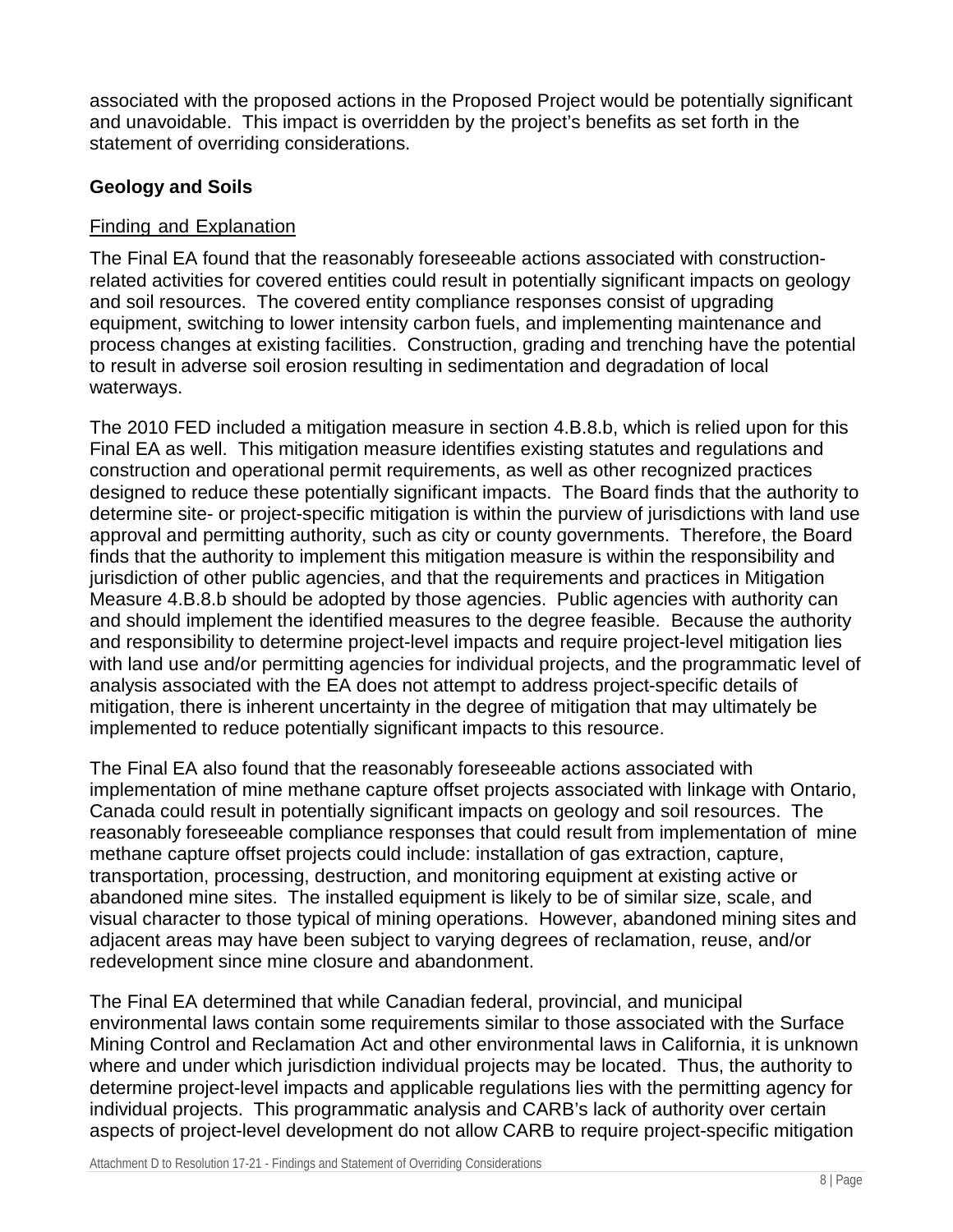associated with the proposed actions in the Proposed Project would be potentially significant and unavoidable. This impact is overridden by the project's benefits as set forth in the statement of overriding considerations.

## Geology and Soils

### Finding and Explanation

The Final EA found that the reasonably foreseeable actions associated with construction-related activities for covered entities could result in potentially significant impacts on geology and soil resources. The covered entity compliance responses consist of upgrading equipment, switching to lower intensity carbon fuels, and implementing maintenance and process changes at existing facilities. Construction, grading and trenching have the potential to result in adverse soil erosion resulting in sedimentation and degradation of local waterways.

The 2010 FED included a mitigation measure in section 4.B.8.b, which is relied upon for this Final EA as well. This mitigation measure identifies existing statutes and regulations and construction and operational permit requirements, as well as other recognized practices designed to reduce these potentially significant impacts. The Board finds that the authority to determine site- or project-specific mitigation is within the purview of jurisdictions with land use approval and permitting authority, such as city or county governments. Therefore, the Board finds that the authority to implement this mitigation measure is within the responsibility and jurisdiction of other public agencies, and that the requirements and practices in Mitigation Measure 4.B.8.b should be adopted by those agencies. Public agencies with authority can and should implement the identified measures to the degree feasible. Because the authority and responsibility to determine project-level impacts and require project-level mitigation lies with land use and/or permitting agencies for individual projects, and the programmatic level of analysis associated with the EA does not attempt to address project-specific details of mitigation, there is inherent uncertainty in the degree of mitigation that may ultimately be implemented to reduce potentially significant impacts to this resource.

The Final EA also found that the reasonably foreseeable actions associated with implementation of mine methane capture offset projects associated with linkage with Ontario, Canada could result in potentially significant impacts on geology and soil resources. The reasonably foreseeable compliance responses that could result from implementation of mine methane capture offset projects could include: installation of gas extraction, capture, transportation, processing, destruction, and monitoring equipment at existing active or abandoned mine sites. The installed equipment is likely to be of similar size, scale, and visual character to those typical of mining operations. However, abandoned mining sites and adjacent areas may have been subject to varying degrees of reclamation, reuse, and/or redevelopment since mine closure and abandonment.

The Final EA determined that while Canadian federal, provincial, and municipal environmental laws contain some requirements similar to those associated with the Surface Mining Control and Reclamation Act and other environmental laws in California, it is unknown where and under which jurisdiction individual projects may be located. Thus, the authority to determine project-level impacts and applicable regulations lies with the permitting agency for individual projects. This programmatic analysis and CARB's lack of authority over certain aspects of project-level development do not allow CARB to require project-specific mitigation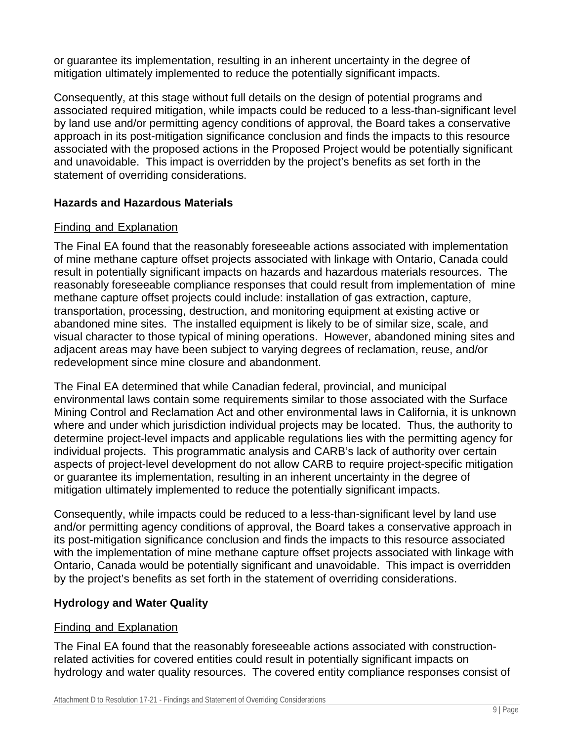or guarantee its implementation, resulting in an inherent uncertainty in the degree of mitigation ultimately implemented to reduce the potentially significant impacts.

Consequently, at this stage without full details on the design of potential programs and associated required mitigation, while impacts could be reduced to a less-than-significant level by land use and/or permitting agency conditions of approval, the Board takes a conservative approach in its post-mitigation significance conclusion and finds the impacts to this resource associated with the proposed actions in the Proposed Project would be potentially significant and unavoidable. This impact is overridden by the project's benefits as set forth in the statement of overriding considerations.

**Hazards and Hazardous Materials**

Finding and Explanation

The Final EA found that the reasonably foreseeable actions associated with implementation of mine methane capture offset projects associated with linkage with Ontario, Canada could result in potentially significant impacts on hazards and hazardous materials resources. The reasonably foreseeable compliance responses that could result from implementation of mine methane capture offset projects could include: installation of gas extraction, capture, transportation, processing, destruction, and monitoring equipment at existing active or abandoned mine sites. The installed equipment is likely to be of similar size, scale, and visual character to those typical of mining operations. However, abandoned mining sites and adjacent areas may have been subject to varying degrees of reclamation, reuse, and/or redevelopment since mine closure and abandonment.

The Final EA determined that while Canadian federal, provincial, and municipal environmental laws contain some requirements similar to those associated with the Surface Mining Control and Reclamation Act and other environmental laws in California, it is unknown where and under which jurisdiction individual projects may be located. Thus, the authority to determine project-level impacts and applicable regulations lies with the permitting agency for individual projects. This programmatic analysis and CARB's lack of authority over certain aspects of project-level development do not allow CARB to require project-specific mitigation or guarantee its implementation, resulting in an inherent uncertainty in the degree of mitigation ultimately implemented to reduce the potentially significant impacts.

Consequently, while impacts could be reduced to a less-than-significant level by land use and/or permitting agency conditions of approval, the Board takes a conservative approach in its post-mitigation significance conclusion and finds the impacts to this resource associated with the implementation of mine methane capture offset projects associated with linkage with Ontario, Canada would be potentially significant and unavoidable. This impact is overridden by the project's benefits as set forth in the statement of overriding considerations.

**Hydrology and Water Quality**

Finding and Explanation

The Final EA found that the reasonably foreseeable actions associated with construction-related activities for covered entities could result in potentially significant impacts on hydrology and water quality resources. The covered entity compliance responses consist of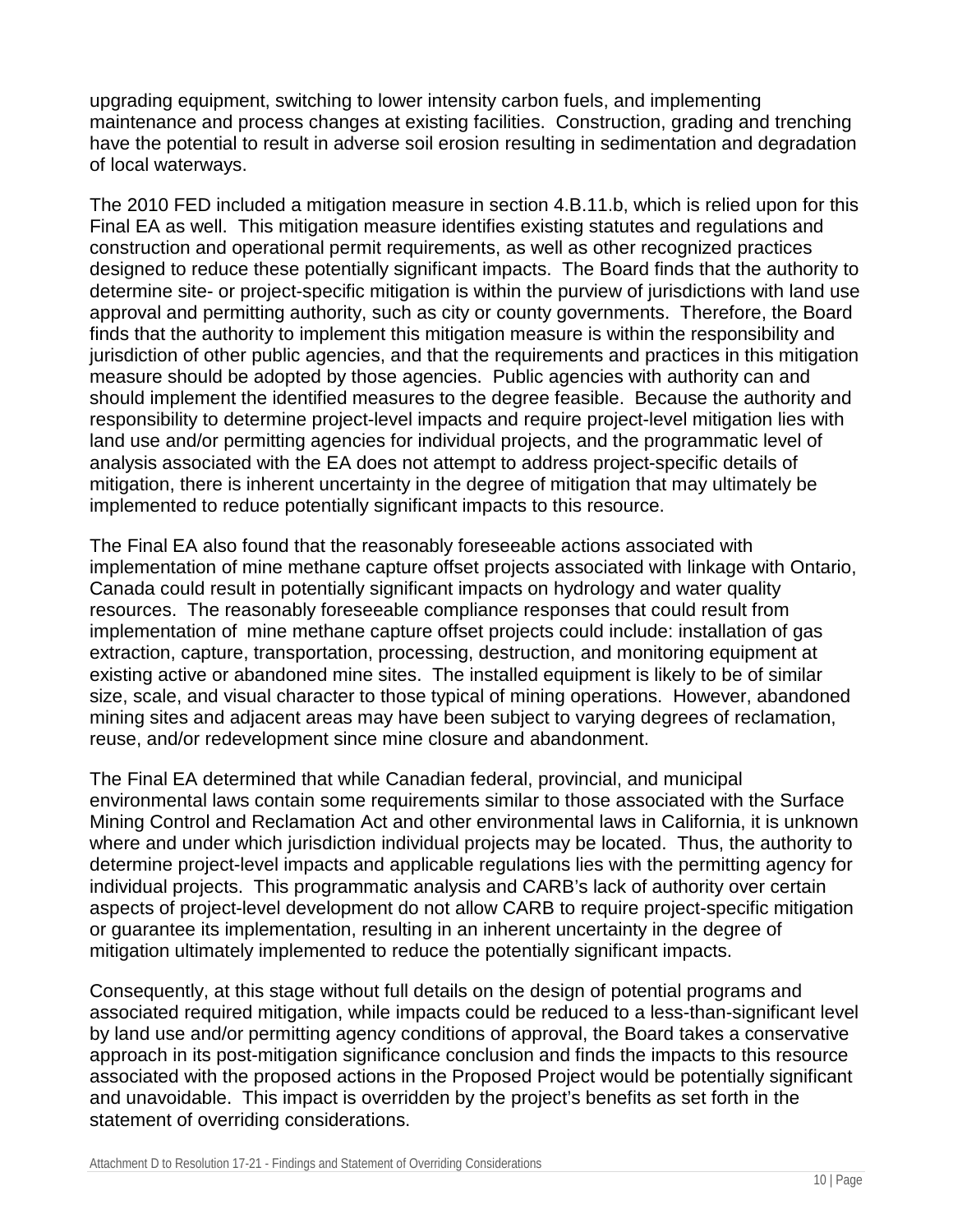upgrading equipment, switching to lower intensity carbon fuels, and implementing maintenance and process changes at existing facilities. Construction, grading and trenching have the potential to result in adverse soil erosion resulting in sedimentation and degradation of local waterways.

The 2010 FED included a mitigation measure in section 4.B.11.b, which is relied upon for this Final EA as well. This mitigation measure identifies existing statutes and regulations and construction and operational permit requirements, as well as other recognized practices designed to reduce these potentially significant impacts. The Board finds that the authority to determine site- or project-specific mitigation is within the purview of jurisdictions with land use approval and permitting authority, such as city or county governments. Therefore, the Board finds that the authority to implement this mitigation measure is within the responsibility and jurisdiction of other public agencies, and that the requirements and practices in this mitigation measure should be adopted by those agencies. Public agencies with authority can and should implement the identified measures to the degree feasible. Because the authority and responsibility to determine project-level impacts and require project-level mitigation lies with land use and/or permitting agencies for individual projects, and the programmatic level of analysis associated with the EA does not attempt to address project-specific details of mitigation, there is inherent uncertainty in the degree of mitigation that may ultimately be implemented to reduce potentially significant impacts to this resource.

The Final EA also found that the reasonably foreseeable actions associated with implementation of mine methane capture offset projects associated with linkage with Ontario, Canada could result in potentially significant impacts on hydrology and water quality resources. The reasonably foreseeable compliance responses that could result from implementation of mine methane capture offset projects could include: installation of gas extraction, capture, transportation, processing, destruction, and monitoring equipment at existing active or abandoned mine sites. The installed equipment is likely to be of similar size, scale, and visual character to those typical of mining operations. However, abandoned mining sites and adjacent areas may have been subject to varying degrees of reclamation, reuse, and/or redevelopment since mine closure and abandonment.

The Final EA determined that while Canadian federal, provincial, and municipal environmental laws contain some requirements similar to those associated with the Surface Mining Control and Reclamation Act and other environmental laws in California, it is unknown where and under which jurisdiction individual projects may be located. Thus, the authority to determine project-level impacts and applicable regulations lies with the permitting agency for individual projects. This programmatic analysis and CARB's lack of authority over certain aspects of project-level development do not allow CARB to require project-specific mitigation or guarantee its implementation, resulting in an inherent uncertainty in the degree of mitigation ultimately implemented to reduce the potentially significant impacts.

Consequently, at this stage without full details on the design of potential programs and associated required mitigation, while impacts could be reduced to a less-than-significant level by land use and/or permitting agency conditions of approval, the Board takes a conservative approach in its post-mitigation significance conclusion and finds the impacts to this resource associated with the proposed actions in the Proposed Project would be potentially significant and unavoidable. This impact is overridden by the project's benefits as set forth in the statement of overriding considerations.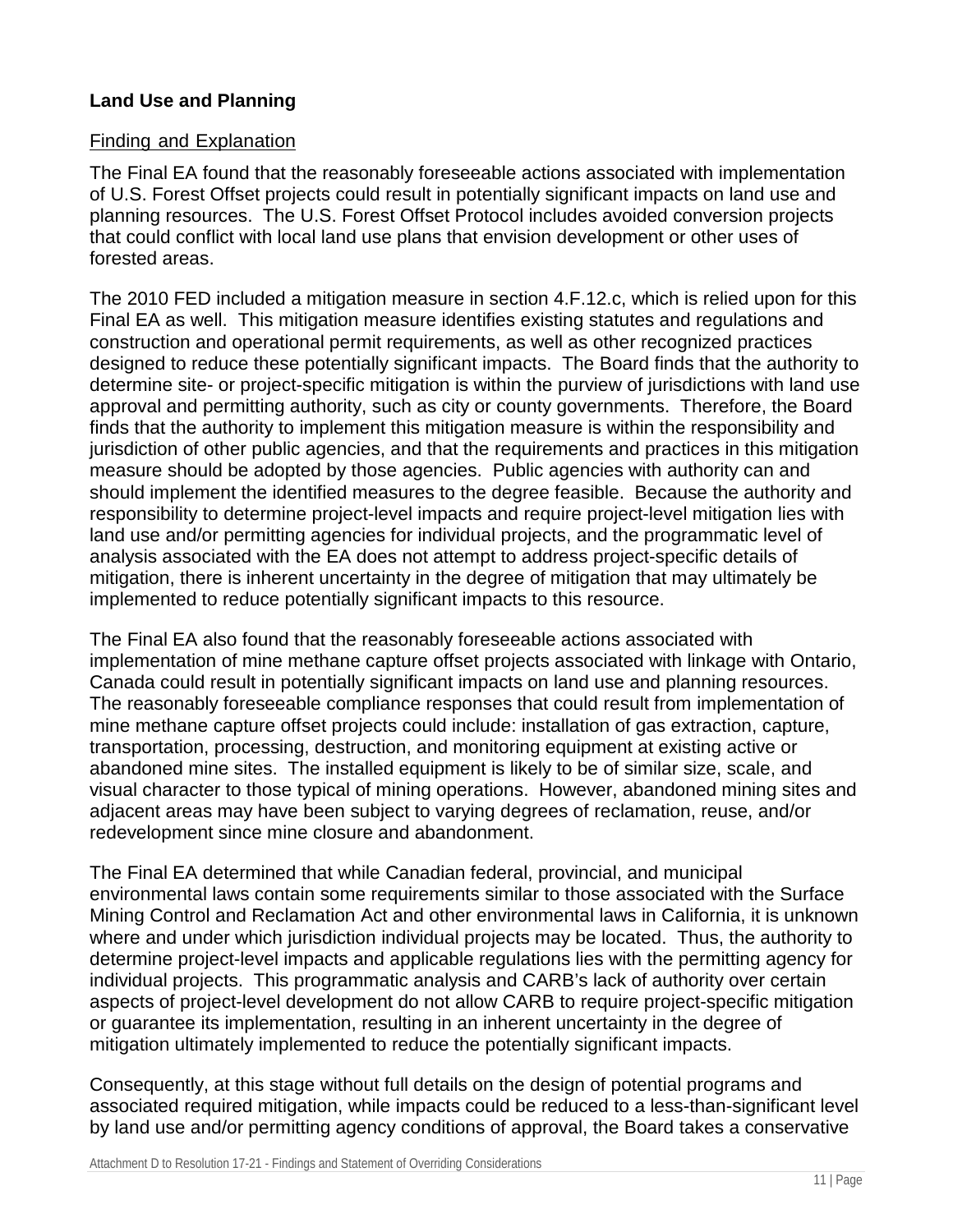### Land Use and Planning

Finding and Explanation

The Final EA found that the reasonably foreseeable actions associated with implementation of U.S. Forest Offset projects could result in potentially significant impacts on land use and planning resources. The U.S. Forest Offset Protocol includes avoided conversion projects that could conflict with local land use plans that envision development or other uses of forested areas.

The 2010 FED included a mitigation measure in section 4.F.12.c, which is relied upon for this Final EA as well. This mitigation measure identifies existing statutes and regulations and construction and operational permit requirements, as well as other recognized practices designed to reduce these potentially significant impacts. The Board finds that the authority to determine site- or project-specific mitigation is within the purview of jurisdictions with land use approval and permitting authority, such as city or county governments. Therefore, the Board finds that the authority to implement this mitigation measure is within the responsibility and jurisdiction of other public agencies, and that the requirements and practices in this mitigation measure should be adopted by those agencies. Public agencies with authority can and should implement the identified measures to the degree feasible. Because the authority and responsibility to determine project-level impacts and require project-level mitigation lies with land use and/or permitting agencies for individual projects, and the programmatic level of analysis associated with the EA does not attempt to address project-specific details of mitigation, there is inherent uncertainty in the degree of mitigation that may ultimately be implemented to reduce potentially significant impacts to this resource.

The Final EA also found that the reasonably foreseeable actions associated with implementation of mine methane capture offset projects associated with linkage with Ontario, Canada could result in potentially significant impacts on land use and planning resources. The reasonably foreseeable compliance responses that could result from implementation of mine methane capture offset projects could include: installation of gas extraction, capture, transportation, processing, destruction, and monitoring equipment at existing active or abandoned mine sites. The installed equipment is likely to be of similar size, scale, and visual character to those typical of mining operations. However, abandoned mining sites and adjacent areas may have been subject to varying degrees of reclamation, reuse, and/or redevelopment since mine closure and abandonment.

The Final EA determined that while Canadian federal, provincial, and municipal environmental laws contain some requirements similar to those associated with the Surface Mining Control and Reclamation Act and other environmental laws in California, it is unknown where and under which jurisdiction individual projects may be located. Thus, the authority to determine project-level impacts and applicable regulations lies with the permitting agency for individual projects. This programmatic analysis and CARB's lack of authority over certain aspects of project-level development do not allow CARB to require project-specific mitigation or guarantee its implementation, resulting in an inherent uncertainty in the degree of mitigation ultimately implemented to reduce the potentially significant impacts.

Consequently, at this stage without full details on the design of potential programs and associated required mitigation, while impacts could be reduced to a less-than-significant level by land use and/or permitting agency conditions of approval, the Board takes a conservative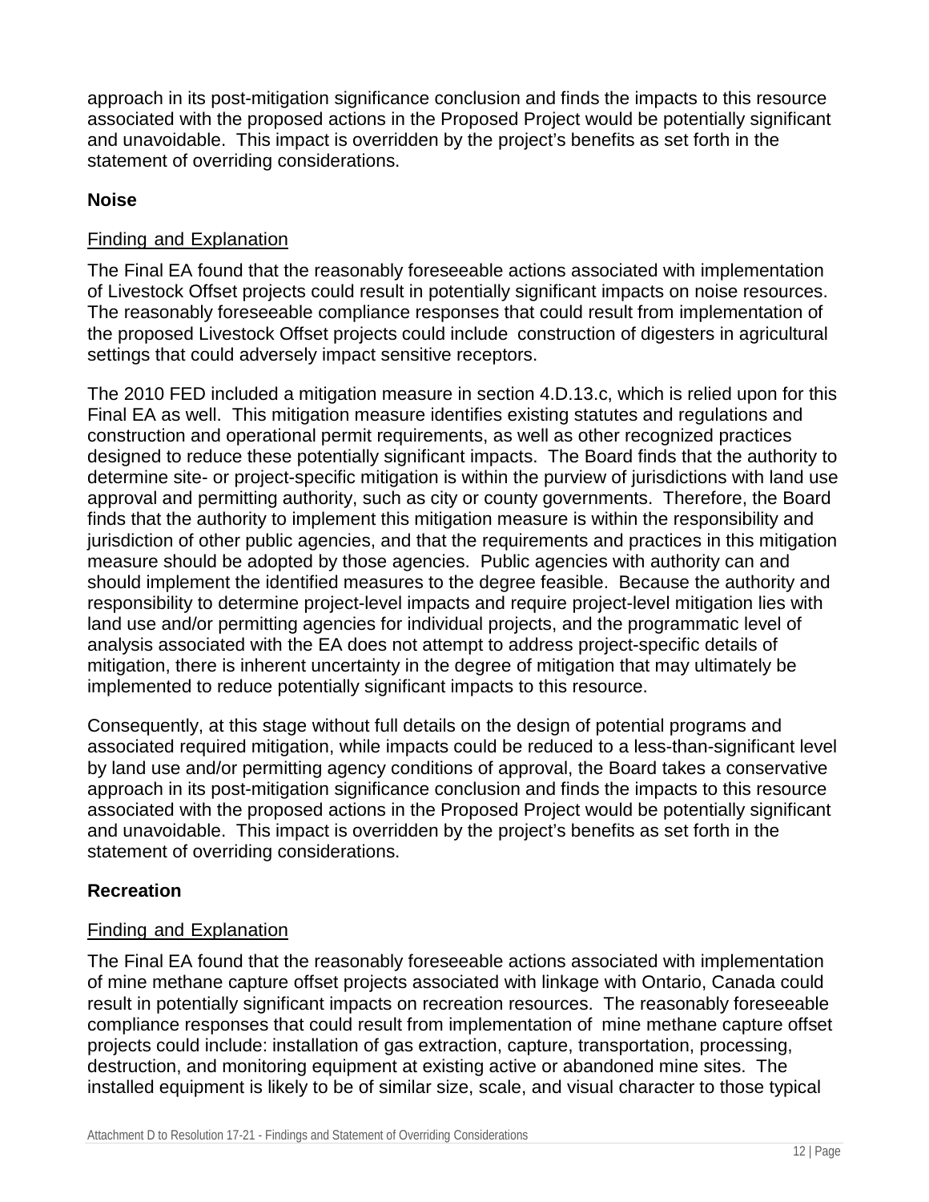approach in its post-mitigation significance conclusion and finds the impacts to this resource associated with the proposed actions in the Proposed Project would be potentially significant and unavoidable. This impact is overridden by the project's benefits as set forth in the statement of overriding considerations.

**Noise**

Finding and Explanation

The Final EA found that the reasonably foreseeable actions associated with implementation of Livestock Offset projects could result in potentially significant impacts on noise resources. The reasonably foreseeable compliance responses that could result from implementation of the proposed Livestock Offset projects could include construction of digesters in agricultural settings that could adversely impact sensitive receptors.

The 2010 FED included a mitigation measure in section 4.D.13.c, which is relied upon for this Final EA as well. This mitigation measure identifies existing statutes and regulations and construction and operational permit requirements, as well as other recognized practices designed to reduce these potentially significant impacts. The Board finds that the authority to determine site- or project-specific mitigation is within the purview of jurisdictions with land use approval and permitting authority, such as city or county governments. Therefore, the Board finds that the authority to implement this mitigation measure is within the responsibility and jurisdiction of other public agencies, and that the requirements and practices in this mitigation measure should be adopted by those agencies. Public agencies with authority can and should implement the identified measures to the degree feasible. Because the authority and responsibility to determine project-level impacts and require project-level mitigation lies with land use and/or permitting agencies for individual projects, and the programmatic level of analysis associated with the EA does not attempt to address project-specific details of mitigation, there is inherent uncertainty in the degree of mitigation that may ultimately be implemented to reduce potentially significant impacts to this resource.

Consequently, at this stage without full details on the design of potential programs and associated required mitigation, while impacts could be reduced to a less-than-significant level by land use and/or permitting agency conditions of approval, the Board takes a conservative approach in its post-mitigation significance conclusion and finds the impacts to this resource associated with the proposed actions in the Proposed Project would be potentially significant and unavoidable. This impact is overridden by the project's benefits as set forth in the statement of overriding considerations.

**Recreation**

Finding and Explanation

The Final EA found that the reasonably foreseeable actions associated with implementation of mine methane capture offset projects associated with linkage with Ontario, Canada could result in potentially significant impacts on recreation resources. The reasonably foreseeable compliance responses that could result from implementation of mine methane capture offset projects could include: installation of gas extraction, capture, transportation, processing, destruction, and monitoring equipment at existing active or abandoned mine sites. The installed equipment is likely to be of similar size, scale, and visual character to those typical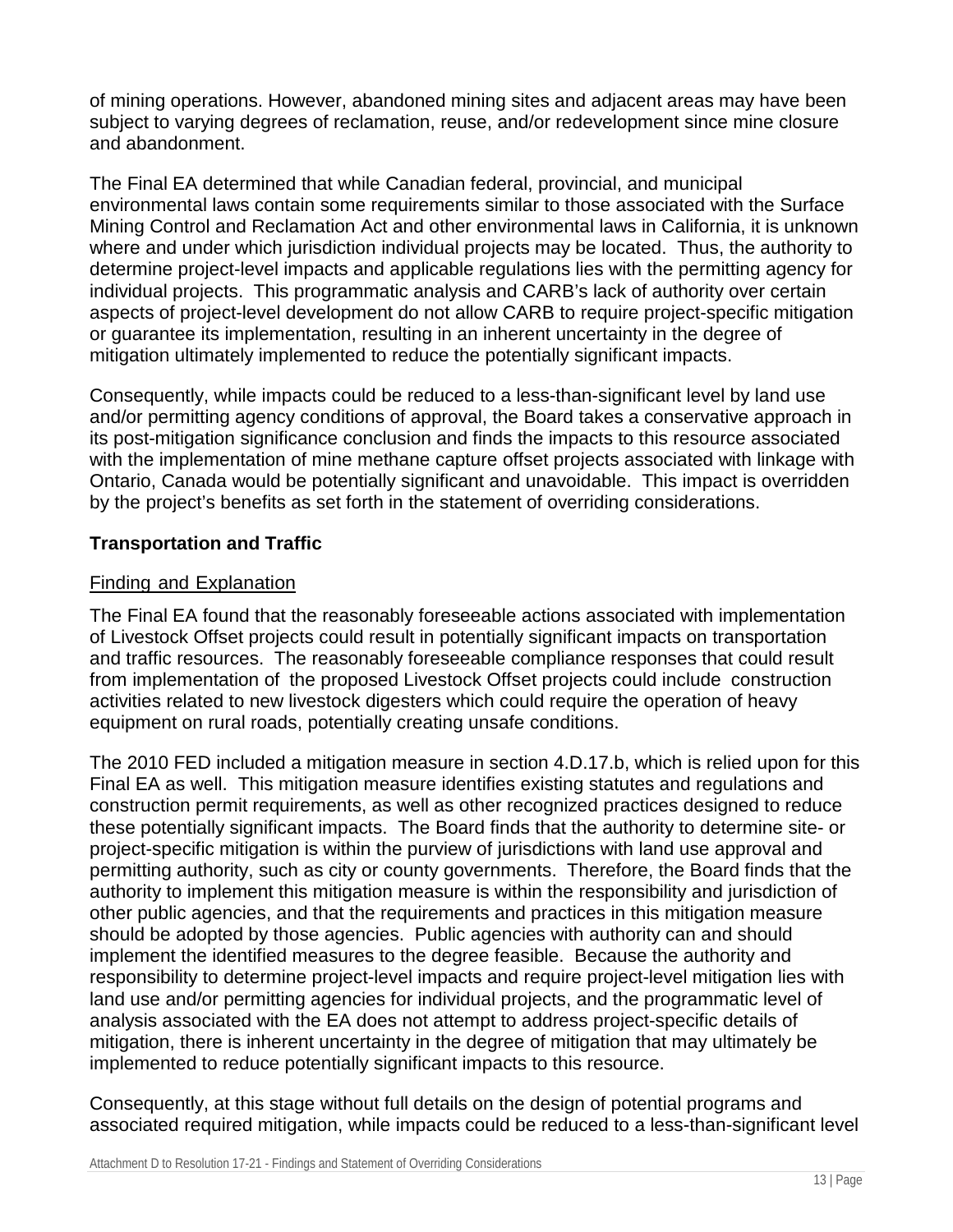of mining operations. However, abandoned mining sites and adjacent areas may have been subject to varying degrees of reclamation, reuse, and/or redevelopment since mine closure and abandonment.

The Final EA determined that while Canadian federal, provincial, and municipal environmental laws contain some requirements similar to those associated with the Surface Mining Control and Reclamation Act and other environmental laws in California, it is unknown where and under which jurisdiction individual projects may be located. Thus, the authority to determine project-level impacts and applicable regulations lies with the permitting agency for individual projects. This programmatic analysis and CARB's lack of authority over certain aspects of project-level development do not allow CARB to require project-specific mitigation or guarantee its implementation, resulting in an inherent uncertainty in the degree of mitigation ultimately implemented to reduce the potentially significant impacts.

Consequently, while impacts could be reduced to a less-than-significant level by land use and/or permitting agency conditions of approval, the Board takes a conservative approach in its post-mitigation significance conclusion and finds the impacts to this resource associated with the implementation of mine methane capture offset projects associated with linkage with Ontario, Canada would be potentially significant and unavoidable. This impact is overridden by the project's benefits as set forth in the statement of overriding considerations.

**Transportation and Traffic**

<u>Finding and Explanation</u>

The Final EA found that the reasonably foreseeable actions associated with implementation of Livestock Offset projects could result in potentially significant impacts on transportation and traffic resources. The reasonably foreseeable compliance responses that could result from implementation of the proposed Livestock Offset projects could include construction activities related to new livestock digesters which could require the operation of heavy equipment on rural roads, potentially creating unsafe conditions.

The 2010 FED included a mitigation measure in section 4.D.17.b, which is relied upon for this Final EA as well. This mitigation measure identifies existing statutes and regulations and construction permit requirements, as well as other recognized practices designed to reduce these potentially significant impacts. The Board finds that the authority to determine site- or project-specific mitigation is within the purview of jurisdictions with land use approval and permitting authority, such as city or county governments. Therefore, the Board finds that the authority to implement this mitigation measure is within the responsibility and jurisdiction of other public agencies, and that the requirements and practices in this mitigation measure should be adopted by those agencies. Public agencies with authority can and should implement the identified measures to the degree feasible. Because the authority and responsibility to determine project-level impacts and require project-level mitigation lies with land use and/or permitting agencies for individual projects, and the programmatic level of analysis associated with the EA does not attempt to address project-specific details of mitigation, there is inherent uncertainty in the degree of mitigation that may ultimately be implemented to reduce potentially significant impacts to this resource.

Consequently, at this stage without full details on the design of potential programs and associated required mitigation, while impacts could be reduced to a less-than-significant level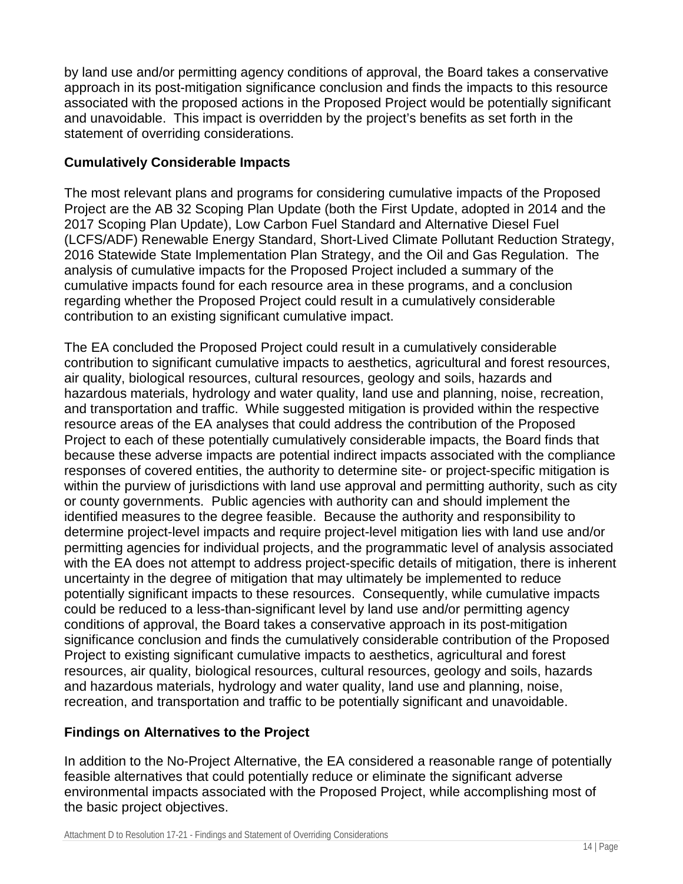by land use and/or permitting agency conditions of approval, the Board takes a conservative approach in its post-mitigation significance conclusion and finds the impacts to this resource associated with the proposed actions in the Proposed Project would be potentially significant and unavoidable. This impact is overridden by the project's benefits as set forth in the statement of overriding considerations.

### Cumulatively Considerable Impacts

The most relevant plans and programs for considering cumulative impacts of the Proposed Project are the AB 32 Scoping Plan Update (both the First Update, adopted in 2014 and the 2017 Scoping Plan Update), Low Carbon Fuel Standard and Alternative Diesel Fuel (LCFS/ADF) Renewable Energy Standard, Short-Lived Climate Pollutant Reduction Strategy, 2016 Statewide State Implementation Plan Strategy, and the Oil and Gas Regulation. The analysis of cumulative impacts for the Proposed Project included a summary of the cumulative impacts found for each resource area in these programs, and a conclusion regarding whether the Proposed Project could result in a cumulatively considerable contribution to an existing significant cumulative impact.

The EA concluded the Proposed Project could result in a cumulatively considerable contribution to significant cumulative impacts to aesthetics, agricultural and forest resources, air quality, biological resources, cultural resources, geology and soils, hazards and hazardous materials, hydrology and water quality, land use and planning, noise, recreation, and transportation and traffic. While suggested mitigation is provided within the respective resource areas of the EA analyses that could address the contribution of the Proposed Project to each of these potentially cumulatively considerable impacts, the Board finds that because these adverse impacts are potential indirect impacts associated with the compliance responses of covered entities, the authority to determine site- or project-specific mitigation is within the purview of jurisdictions with land use approval and permitting authority, such as city or county governments. Public agencies with authority can and should implement the identified measures to the degree feasible. Because the authority and responsibility to determine project-level impacts and require project-level mitigation lies with land use and/or permitting agencies for individual projects, and the programmatic level of analysis associated with the EA does not attempt to address project-specific details of mitigation, there is inherent uncertainty in the degree of mitigation that may ultimately be implemented to reduce potentially significant impacts to these resources. Consequently, while cumulative impacts could be reduced to a less-than-significant level by land use and/or permitting agency conditions of approval, the Board takes a conservative approach in its post-mitigation significance conclusion and finds the cumulatively considerable contribution of the Proposed Project to existing significant cumulative impacts to aesthetics, agricultural and forest resources, air quality, biological resources, cultural resources, geology and soils, hazards and hazardous materials, hydrology and water quality, land use and planning, noise, recreation, and transportation and traffic to be potentially significant and unavoidable.

### Findings on Alternatives to the Project

In addition to the No-Project Alternative, the EA considered a reasonable range of potentially feasible alternatives that could potentially reduce or eliminate the significant adverse environmental impacts associated with the Proposed Project, while accomplishing most of the basic project objectives.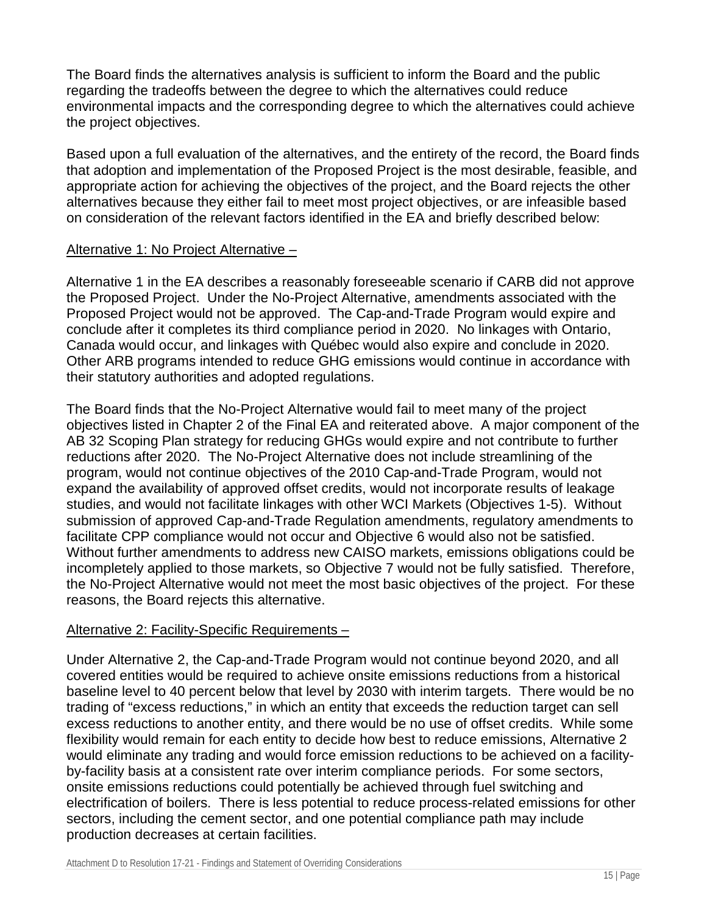The Board finds the alternatives analysis is sufficient to inform the Board and the public regarding the tradeoffs between the degree to which the alternatives could reduce environmental impacts and the corresponding degree to which the alternatives could achieve the project objectives.

Based upon a full evaluation of the alternatives, and the entirety of the record, the Board finds that adoption and implementation of the Proposed Project is the most desirable, feasible, and appropriate action for achieving the objectives of the project, and the Board rejects the other alternatives because they either fail to meet most project objectives, or are infeasible based on consideration of the relevant factors identified in the EA and briefly described below:

Alternative 1: No Project Alternative –

Alternative 1 in the EA describes a reasonably foreseeable scenario if CARB did not approve the Proposed Project. Under the No-Project Alternative, amendments associated with the Proposed Project would not be approved. The Cap-and-Trade Program would expire and conclude after it completes its third compliance period in 2020. No linkages with Ontario, Canada would occur, and linkages with Québec would also expire and conclude in 2020. Other ARB programs intended to reduce GHG emissions would continue in accordance with their statutory authorities and adopted regulations.

The Board finds that the No-Project Alternative would fail to meet many of the project objectives listed in Chapter 2 of the Final EA and reiterated above. A major component of the AB 32 Scoping Plan strategy for reducing GHGs would expire and not contribute to further reductions after 2020. The No-Project Alternative does not include streamlining of the program, would not continue objectives of the 2010 Cap-and-Trade Program, would not expand the availability of approved offset credits, would not incorporate results of leakage studies, and would not facilitate linkages with other WCI Markets (Objectives 1-5). Without submission of approved Cap-and-Trade Regulation amendments, regulatory amendments to facilitate CPP compliance would not occur and Objective 6 would also not be satisfied. Without further amendments to address new CAISO markets, emissions obligations could be incompletely applied to those markets, so Objective 7 would not be fully satisfied. Therefore, the No-Project Alternative would not meet the most basic objectives of the project. For these reasons, the Board rejects this alternative.

Alternative 2: Facility-Specific Requirements –

Under Alternative 2, the Cap-and-Trade Program would not continue beyond 2020, and all covered entities would be required to achieve onsite emissions reductions from a historical baseline level to 40 percent below that level by 2030 with interim targets. There would be no trading of "excess reductions," in which an entity that exceeds the reduction target can sell excess reductions to another entity, and there would be no use of offset credits. While some flexibility would remain for each entity to decide how best to reduce emissions, Alternative 2 would eliminate any trading and would force emission reductions to be achieved on a facility-by-facility basis at a consistent rate over interim compliance periods. For some sectors, onsite emissions reductions could potentially be achieved through fuel switching and electrification of boilers. There is less potential to reduce process-related emissions for other sectors, including the cement sector, and one potential compliance path may include production decreases at certain facilities.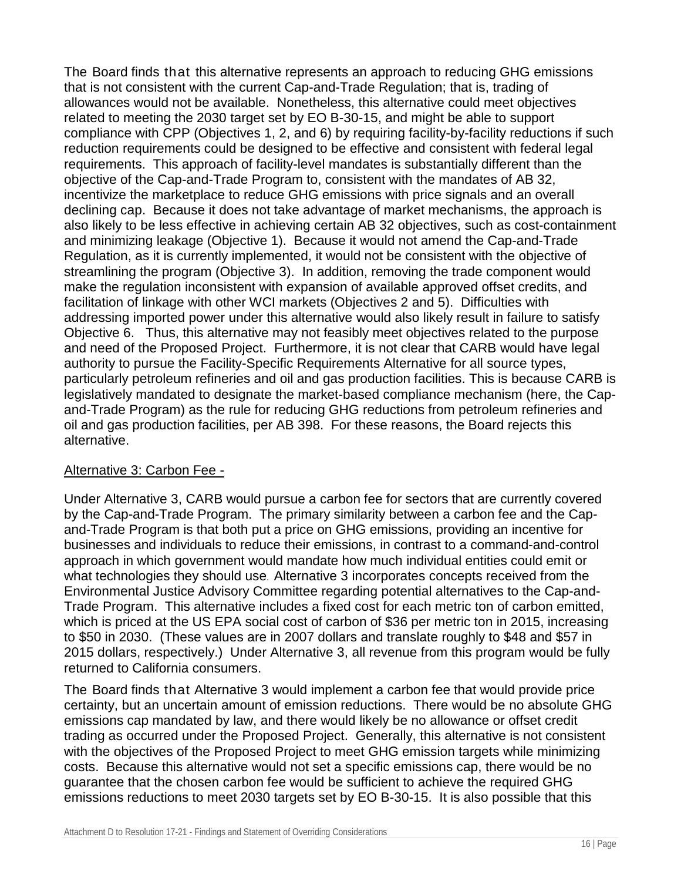The Board finds that this alternative represents an approach to reducing GHG emissions that is not consistent with the current Cap-and-Trade Regulation; that is, trading of allowances would not be available. Nonetheless, this alternative could meet objectives related to meeting the 2030 target set by EO B-30-15, and might be able to support compliance with CPP (Objectives 1, 2, and 6) by requiring facility-by-facility reductions if such reduction requirements could be designed to be effective and consistent with federal legal requirements. This approach of facility-level mandates is substantially different than the objective of the Cap-and-Trade Program to, consistent with the mandates of AB 32, incentivize the marketplace to reduce GHG emissions with price signals and an overall declining cap. Because it does not take advantage of market mechanisms, the approach is also likely to be less effective in achieving certain AB 32 objectives, such as cost-containment and minimizing leakage (Objective 1). Because it would not amend the Cap-and-Trade Regulation, as it is currently implemented, it would not be consistent with the objective of streamlining the program (Objective 3). In addition, removing the trade component would make the regulation inconsistent with expansion of available approved offset credits, and facilitation of linkage with other WCI markets (Objectives 2 and 5). Difficulties with addressing imported power under this alternative would also likely result in failure to satisfy Objective 6. Thus, this alternative may not feasibly meet objectives related to the purpose and need of the Proposed Project. Furthermore, it is not clear that CARB would have legal authority to pursue the Facility-Specific Requirements Alternative for all source types, particularly petroleum refineries and oil and gas production facilities. This is because CARB is legislatively mandated to designate the market-based compliance mechanism (here, the Cap-and-Trade Program) as the rule for reducing GHG reductions from petroleum refineries and oil and gas production facilities, per AB 398. For these reasons, the Board rejects this alternative.

<u>Alternative 3: Carbon Fee -</u>

Under Alternative 3, CARB would pursue a carbon fee for sectors that are currently covered by the Cap-and-Trade Program. The primary similarity between a carbon fee and the Cap-and-Trade Program is that both put a price on GHG emissions, providing an incentive for businesses and individuals to reduce their emissions, in contrast to a command-and-control approach in which government would mandate how much individual entities could emit or what technologies they should use. Alternative 3 incorporates concepts received from the Environmental Justice Advisory Committee regarding potential alternatives to the Cap-and-Trade Program. This alternative includes a fixed cost for each metric ton of carbon emitted, which is priced at the US EPA social cost of carbon of $36 per metric ton in 2015, increasing to $50 in 2030. (These values are in 2007 dollars and translate roughly to $48 and $57 in 2015 dollars, respectively.) Under Alternative 3, all revenue from this program would be fully returned to California consumers.

The Board finds that Alternative 3 would implement a carbon fee that would provide price certainty, but an uncertain amount of emission reductions. There would be no absolute GHG emissions cap mandated by law, and there would likely be no allowance or offset credit trading as occurred under the Proposed Project. Generally, this alternative is not consistent with the objectives of the Proposed Project to meet GHG emission targets while minimizing costs. Because this alternative would not set a specific emissions cap, there would be no guarantee that the chosen carbon fee would be sufficient to achieve the required GHG emissions reductions to meet 2030 targets set by EO B-30-15. It is also possible that this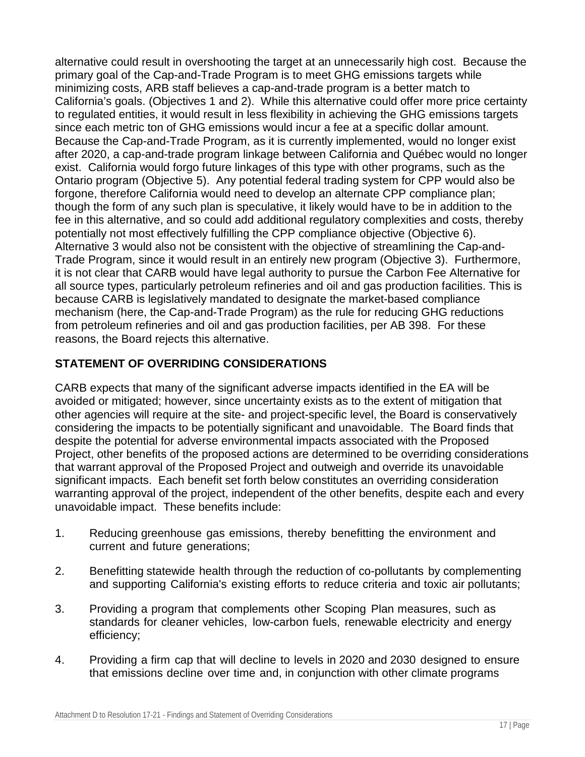alternative could result in overshooting the target at an unnecessarily high cost. Because the primary goal of the Cap-and-Trade Program is to meet GHG emissions targets while minimizing costs, ARB staff believes a cap-and-trade program is a better match to California's goals. (Objectives 1 and 2). While this alternative could offer more price certainty to regulated entities, it would result in less flexibility in achieving the GHG emissions targets since each metric ton of GHG emissions would incur a fee at a specific dollar amount. Because the Cap-and-Trade Program, as it is currently implemented, would no longer exist after 2020, a cap-and-trade program linkage between California and Québec would no longer exist. California would forgo future linkages of this type with other programs, such as the Ontario program (Objective 5). Any potential federal trading system for CPP would also be forgone, therefore California would need to develop an alternate CPP compliance plan; though the form of any such plan is speculative, it likely would have to be in addition to the fee in this alternative, and so could add additional regulatory complexities and costs, thereby potentially not most effectively fulfilling the CPP compliance objective (Objective 6). Alternative 3 would also not be consistent with the objective of streamlining the Cap-and-Trade Program, since it would result in an entirely new program (Objective 3). Furthermore, it is not clear that CARB would have legal authority to pursue the Carbon Fee Alternative for all source types, particularly petroleum refineries and oil and gas production facilities. This is because CARB is legislatively mandated to designate the market-based compliance mechanism (here, the Cap-and-Trade Program) as the rule for reducing GHG reductions from petroleum refineries and oil and gas production facilities, per AB 398. For these reasons, the Board rejects this alternative.

## STATEMENT OF OVERRIDING CONSIDERATIONS

CARB expects that many of the significant adverse impacts identified in the EA will be avoided or mitigated; however, since uncertainty exists as to the extent of mitigation that other agencies will require at the site- and project-specific level, the Board is conservatively considering the impacts to be potentially significant and unavoidable. The Board finds that despite the potential for adverse environmental impacts associated with the Proposed Project, other benefits of the proposed actions are determined to be overriding considerations that warrant approval of the Proposed Project and outweigh and override its unavoidable significant impacts. Each benefit set forth below constitutes an overriding consideration warranting approval of the project, independent of the other benefits, despite each and every unavoidable impact. These benefits include:

1. Reducing greenhouse gas emissions, thereby benefitting the environment and current and future generations;

2. Benefitting statewide health through the reduction of co-pollutants by complementing and supporting California's existing efforts to reduce criteria and toxic air pollutants;

3. Providing a program that complements other Scoping Plan measures, such as standards for cleaner vehicles, low-carbon fuels, renewable electricity and energy efficiency;

4. Providing a firm cap that will decline to levels in 2020 and 2030 designed to ensure that emissions decline over time and, in conjunction with other climate programs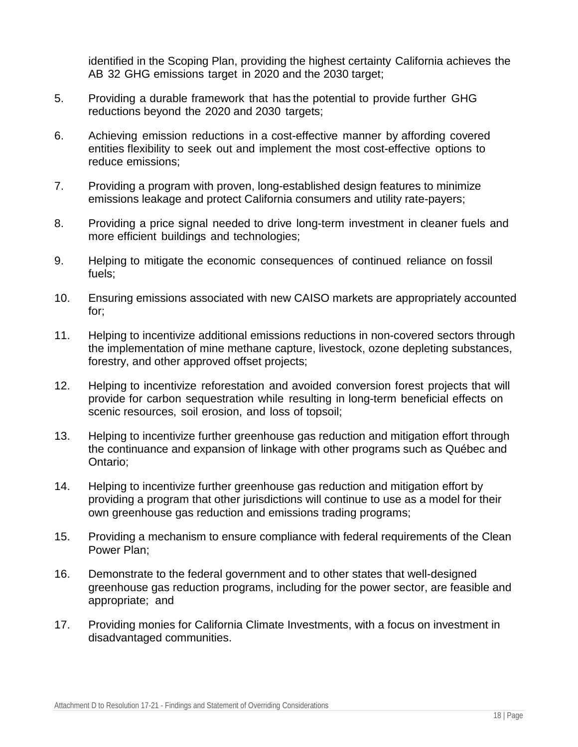identified in the Scoping Plan, providing the highest certainty California achieves the AB 32 GHG emissions target in 2020 and the 2030 target;

5. Providing a durable framework that has the potential to provide further GHG reductions beyond the 2020 and 2030 targets;

6. Achieving emission reductions in a cost-effective manner by affording covered entities flexibility to seek out and implement the most cost-effective options to reduce emissions;

7. Providing a program with proven, long-established design features to minimize emissions leakage and protect California consumers and utility rate-payers;

8. Providing a price signal needed to drive long-term investment in cleaner fuels and more efficient buildings and technologies;

9. Helping to mitigate the economic consequences of continued reliance on fossil fuels;

10. Ensuring emissions associated with new CAISO markets are appropriately accounted for;

11. Helping to incentivize additional emissions reductions in non-covered sectors through the implementation of mine methane capture, livestock, ozone depleting substances, forestry, and other approved offset projects;

12. Helping to incentivize reforestation and avoided conversion forest projects that will provide for carbon sequestration while resulting in long-term beneficial effects on scenic resources, soil erosion, and loss of topsoil;

13. Helping to incentivize further greenhouse gas reduction and mitigation effort through the continuance and expansion of linkage with other programs such as Québec and Ontario;

14. Helping to incentivize further greenhouse gas reduction and mitigation effort by providing a program that other jurisdictions will continue to use as a model for their own greenhouse gas reduction and emissions trading programs;

15. Providing a mechanism to ensure compliance with federal requirements of the Clean Power Plan;

16. Demonstrate to the federal government and to other states that well-designed greenhouse gas reduction programs, including for the power sector, are feasible and appropriate; and

17. Providing monies for California Climate Investments, with a focus on investment in disadvantaged communities.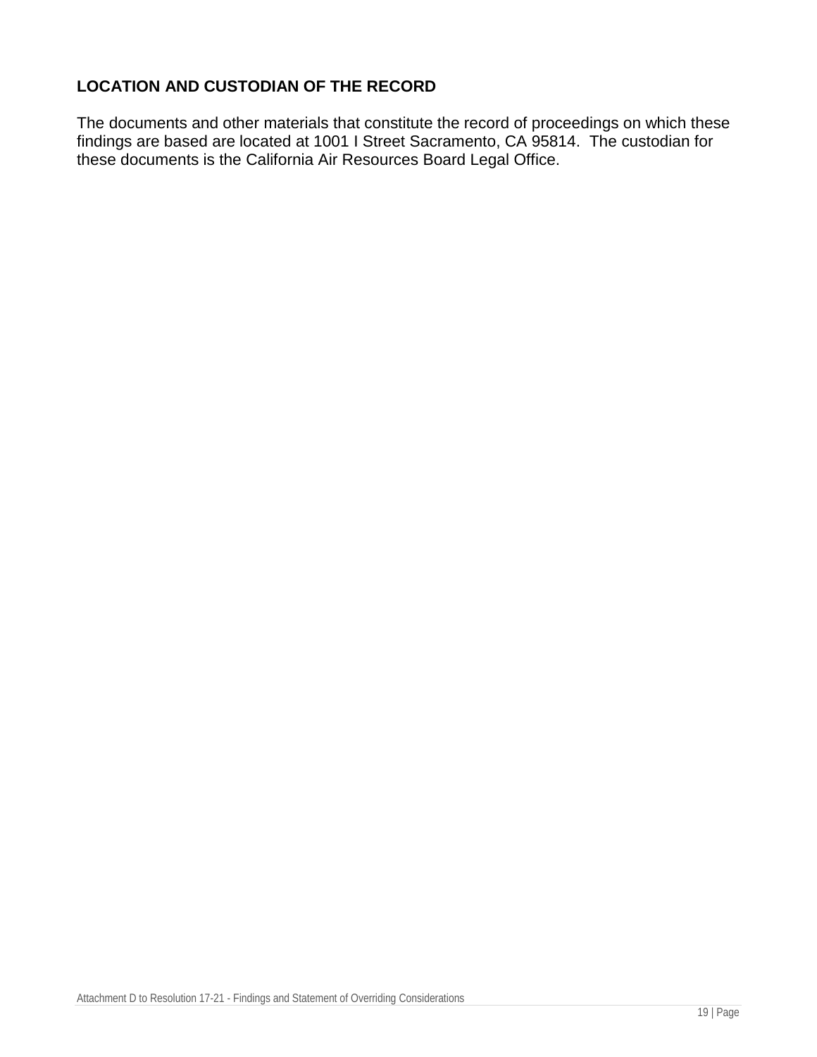**LOCATION AND CUSTODIAN OF THE RECORD**

The documents and other materials that constitute the record of proceedings on which these findings are based are located at 1001 I Street Sacramento, CA 95814. The custodian for these documents is the California Air Resources Board Legal Office.